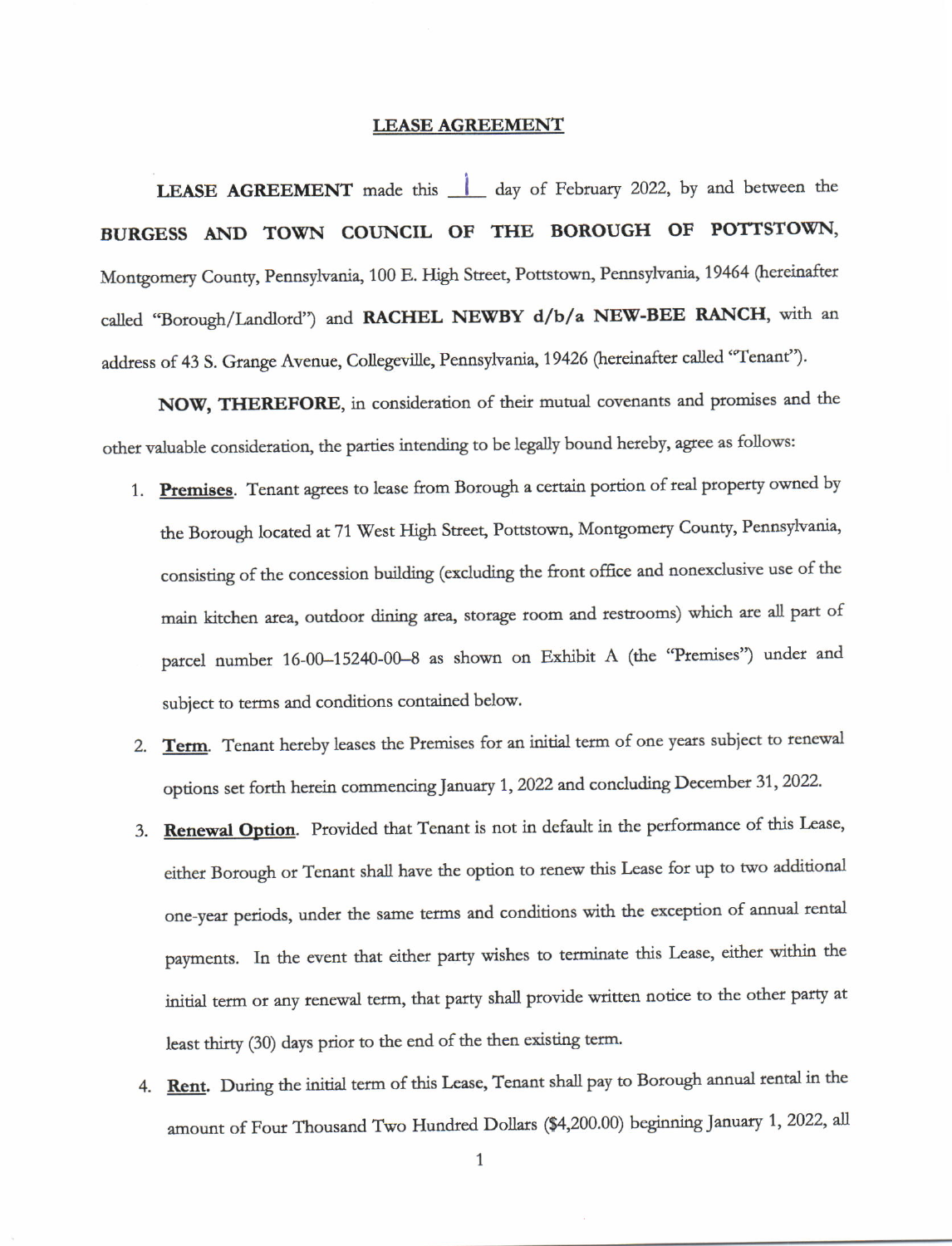# LEASE AGREEMENT

**LEASE AGREEMENT** made this 1 day of February 2022, by and between the **BURGESS AND TOWN COUNCIL OF THE BOROUGH OF POTTSTOWN**, Montgomery County, Pennsylvania, 100 E. High Street, Pottstown, Pennsylvania, 19464 (hereinafter called "Borough/Landlord") and **RACHEL NEWBY d/b/a NEW-BEE RANCH**, with an address of 43 S. Grange Avenue, Collegeville, Pennsylvania, 19426 (hereinafter called "Tenant").

**NOW, THEREFORE**, in consideration of their mutual covenants and promises and the other valuable consideration, the parties intending to be legally bound hereby, agree as follows:

1. **Premises**. Tenant agrees to lease from Borough a certain portion of real property owned by the Borough located at 71 West High Street, Pottstown, Montgomery County, Pennsylvania, consisting of the concession building (excluding the front office and nonexclusive use of the main kitchen area, outdoor dining area, storage room and restrooms) which are all part of parcel number 16-00–15240-00–8 as shown on Exhibit A (the "Premises") under and subject to terms and conditions contained below.

2. **Term**. Tenant hereby leases the Premises for an initial term of one years subject to renewal options set forth herein commencing January 1, 2022 and concluding December 31, 2022.

3. **Renewal Option**. Provided that Tenant is not in default in the performance of this Lease, either Borough or Tenant shall have the option to renew this Lease for up to two additional one-year periods, under the same terms and conditions with the exception of annual rental payments. In the event that either party wishes to terminate this Lease, either within the initial term or any renewal term, that party shall provide written notice to the other party at least thirty (30) days prior to the end of the then existing term.

4. **Rent**. During the initial term of this Lease, Tenant shall pay to Borough annual rental in the amount of Four Thousand Two Hundred Dollars ($4,200.00) beginning January 1, 2022, all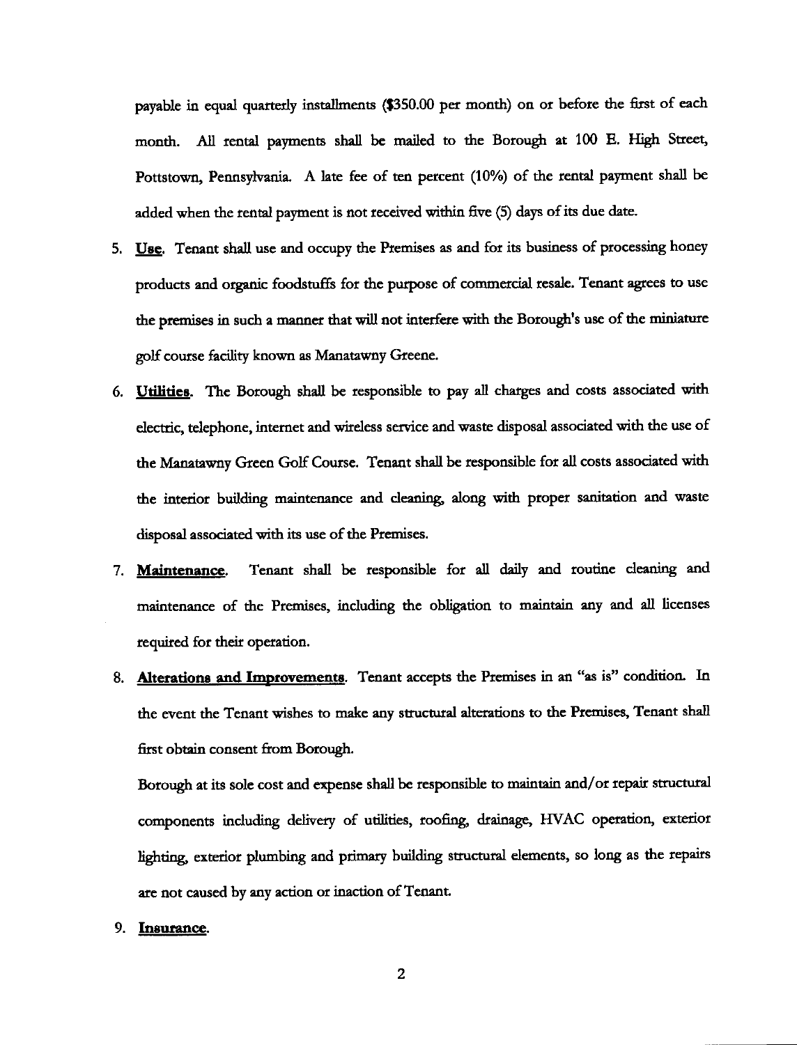payable in equal quarterly installments ($350.00 per month) on or before the first of each month. All rental payments shall be mailed to the Borough at 100 E. High Street, Pottstown, Pennsylvania. A late fee of ten percent (10%) of the rental payment shall be added when the rental payment is not received within five (5) days of its due date.

5. **Use.** Tenant shall use and occupy the Premises as and for its business of processing honey products and organic foodstuffs for the purpose of commercial resale. Tenant agrees to use the premises in such a manner that will not interfere with the Borough's use of the miniature golf course facility known as Manatawny Greene.

6. **Utilities.** The Borough shall be responsible to pay all charges and costs associated with electric, telephone, internet and wireless service and waste disposal associated with the use of the Manatawny Green Golf Course. Tenant shall be responsible for all costs associated with the interior building maintenance and cleaning, along with proper sanitation and waste disposal associated with its use of the Premises.

7. **Maintenance.** Tenant shall be responsible for all daily and routine cleaning and maintenance of the Premises, including the obligation to maintain any and all licenses required for their operation.

8. **Alterations and Improvements.** Tenant accepts the Premises in an "as is" condition. In the event the Tenant wishes to make any structural alterations to the Premises, Tenant shall first obtain consent from Borough.

   Borough at its sole cost and expense shall be responsible to maintain and/or repair structural components including delivery of utilities, roofing, drainage, HVAC operation, exterior lighting, exterior plumbing and primary building structural elements, so long as the repairs are not caused by any action or inaction of Tenant.

9. **Insurance.**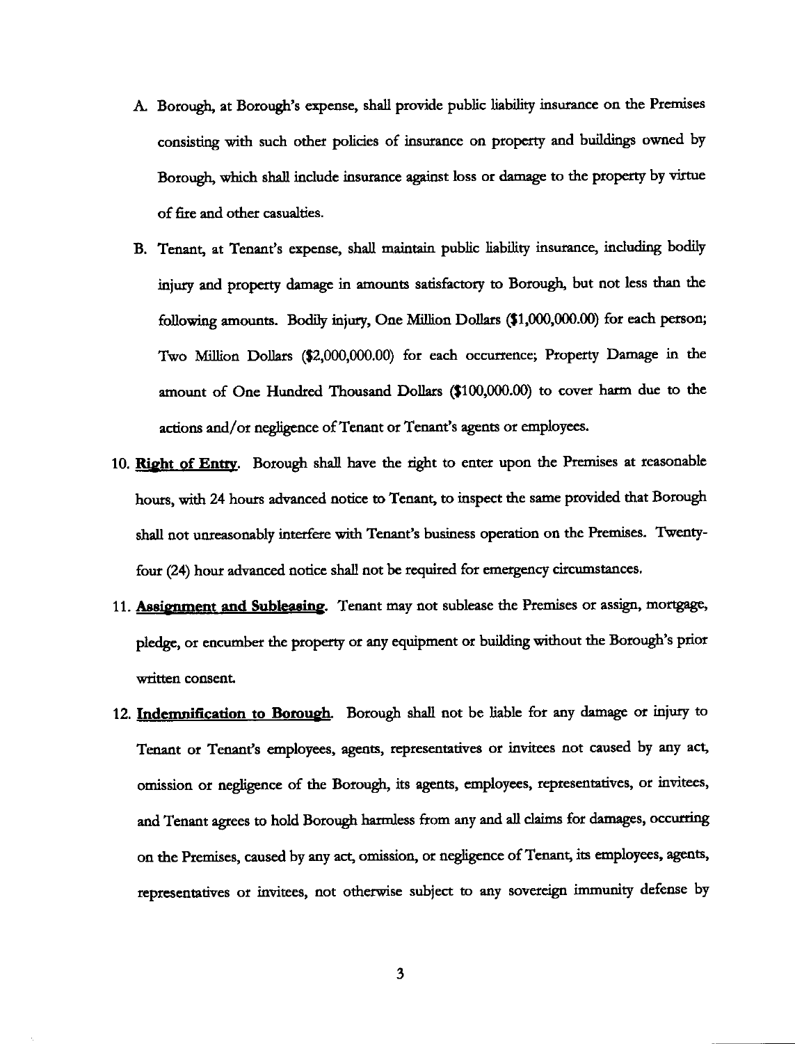A. Borough, at Borough's expense, shall provide public liability insurance on the Premises consisting with such other policies of insurance on property and buildings owned by Borough, which shall include insurance against loss or damage to the property by virtue of fire and other casualties.

B. Tenant, at Tenant's expense, shall maintain public liability insurance, including bodily injury and property damage in amounts satisfactory to Borough, but not less than the following amounts. Bodily injury, One Million Dollars ($1,000,000.00) for each person; Two Million Dollars ($2,000,000.00) for each occurrence; Property Damage in the amount of One Hundred Thousand Dollars ($100,000.00) to cover harm due to the actions and/or negligence of Tenant or Tenant's agents or employees.

10. **Right of Entry**. Borough shall have the right to enter upon the Premises at reasonable hours, with 24 hours advanced notice to Tenant, to inspect the same provided that Borough shall not unreasonably interfere with Tenant's business operation on the Premises. Twenty-four (24) hour advanced notice shall not be required for emergency circumstances.

11. **Assignment and Subleasing**. Tenant may not sublease the Premises or assign, mortgage, pledge, or encumber the property or any equipment or building without the Borough's prior written consent.

12. **Indemnification to Borough**. Borough shall not be liable for any damage or injury to Tenant or Tenant's employees, agents, representatives or invitees not caused by any act, omission or negligence of the Borough, its agents, employees, representatives, or invitees, and Tenant agrees to hold Borough harmless from any and all claims for damages, occurring on the Premises, caused by any act, omission, or negligence of Tenant, its employees, agents, representatives or invitees, not otherwise subject to any sovereign immunity defense by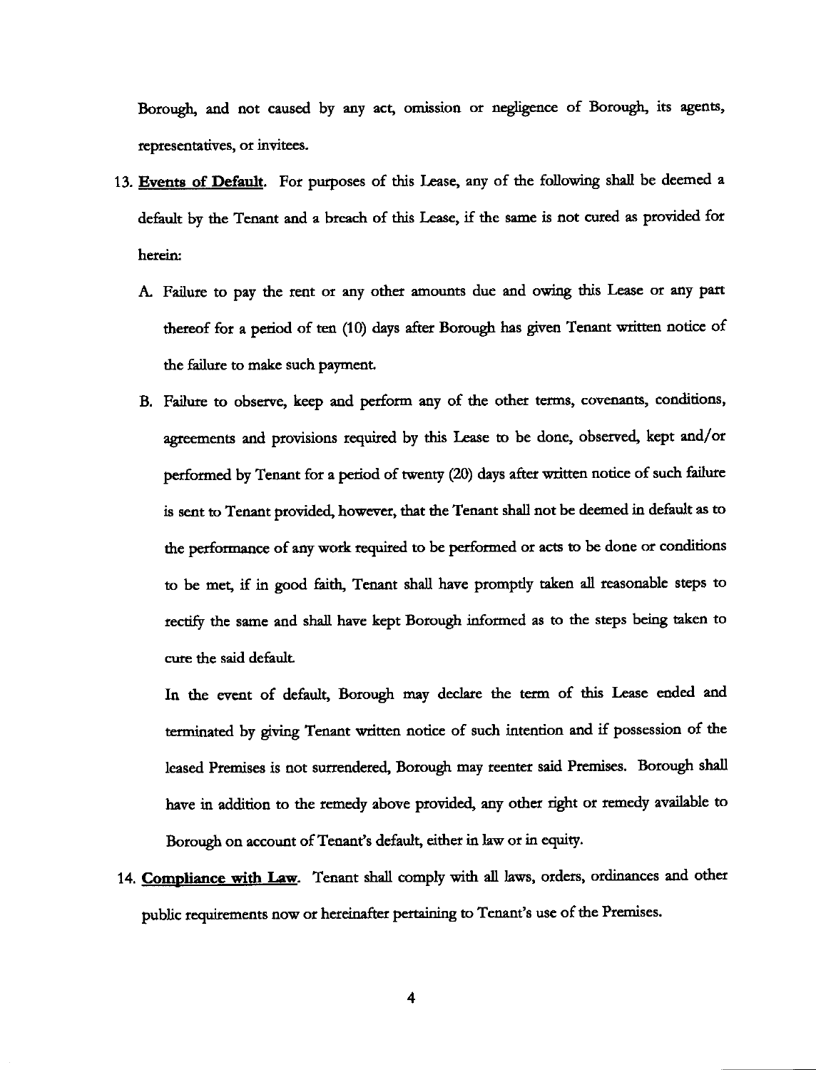Borough, and not caused by any act, omission or negligence of Borough, its agents, representatives, or invitees.

13. **Events of Default**. For purposes of this Lease, any of the following shall be deemed a default by the Tenant and a breach of this Lease, if the same is not cured as provided for herein:

    A. Failure to pay the rent or any other amounts due and owing this Lease or any part thereof for a period of ten (10) days after Borough has given Tenant written notice of the failure to make such payment.

    B. Failure to observe, keep and perform any of the other terms, covenants, conditions, agreements and provisions required by this Lease to be done, observed, kept and/or performed by Tenant for a period of twenty (20) days after written notice of such failure is sent to Tenant provided, however, that the Tenant shall not be deemed in default as to the performance of any work required to be performed or acts to be done or conditions to be met, if in good faith, Tenant shall have promptly taken all reasonable steps to rectify the same and shall have kept Borough informed as to the steps being taken to cure the said default.

    In the event of default, Borough may declare the term of this Lease ended and terminated by giving Tenant written notice of such intention and if possession of the leased Premises is not surrendered, Borough may reenter said Premises. Borough shall have in addition to the remedy above provided, any other right or remedy available to Borough on account of Tenant's default, either in law or in equity.

14. **Compliance with Law**. Tenant shall comply with all laws, orders, ordinances and other public requirements now or hereinafter pertaining to Tenant's use of the Premises.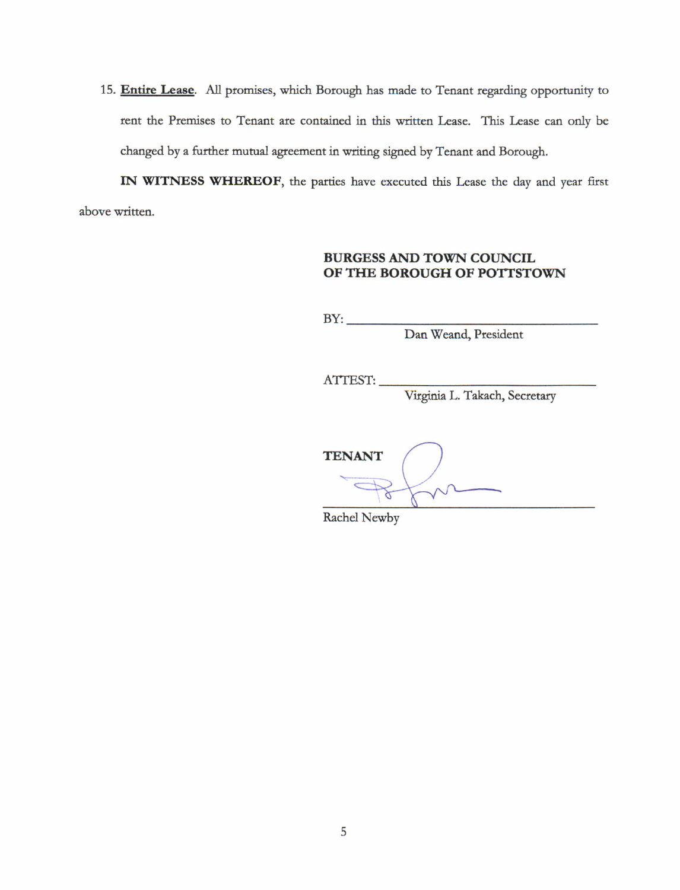15. **Entire Lease**. All promises, which Borough has made to Tenant regarding opportunity to rent the Premises to Tenant are contained in this written Lease. This Lease can only be changed by a further mutual agreement in writing signed by Tenant and Borough.

**IN WITNESS WHEREOF**, the parties have executed this Lease the day and year first above written.

**BURGESS AND TOWN COUNCIL OF THE BOROUGH OF POTTSTOWN**

BY: ___________________________________
Dan Weand, President

ATTEST: ________________________________
Virginia L. Takach, Secretary

**TENANT**

___________________________________
Rachel Newby